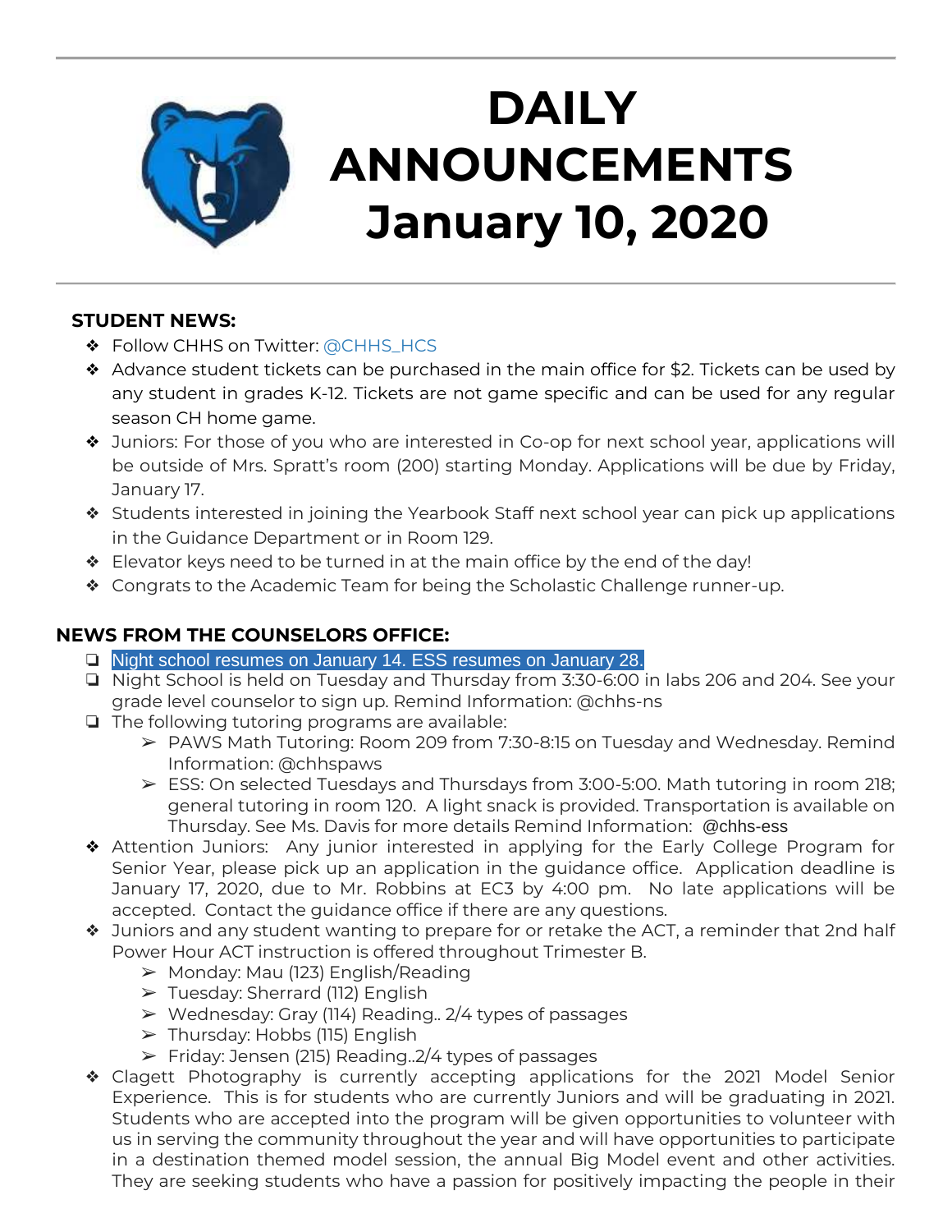# DAILY ANNOUNCEMENTS January 10, 2020

## STUDENT NEWS:

- Follow CHHS on Twitter: @CHHS_HCS
- Advance student tickets can be purchased in the main office for $2. Tickets can be used by any student in grades K-12. Tickets are not game specific and can be used for any regular season CH home game.
- Juniors: For those of you who are interested in Co-op for next school year, applications will be outside of Mrs. Spratt's room (200) starting Monday. Applications will be due by Friday, January 17.
- Students interested in joining the Yearbook Staff next school year can pick up applications in the Guidance Department or in Room 129.
- Elevator keys need to be turned in at the main office by the end of the day!
- Congrats to the Academic Team for being the Scholastic Challenge runner-up.

## NEWS FROM THE COUNSELORS OFFICE:

- Night school resumes on January 14. ESS resumes on January 28.
- Night School is held on Tuesday and Thursday from 3:30-6:00 in labs 206 and 204. See your grade level counselor to sign up. Remind Information: @chhs-ns
- The following tutoring programs are available:
  - PAWS Math Tutoring: Room 209 from 7:30-8:15 on Tuesday and Wednesday. Remind Information: @chhspaws
  - ESS: On selected Tuesdays and Thursdays from 3:00-5:00. Math tutoring in room 218; general tutoring in room 120. A light snack is provided. Transportation is available on Thursday. See Ms. Davis for more details Remind Information: @chhs-ess
- Attention Juniors: Any junior interested in applying for the Early College Program for Senior Year, please pick up an application in the guidance office. Application deadline is January 17, 2020, due to Mr. Robbins at EC3 by 4:00 pm. No late applications will be accepted. Contact the guidance office if there are any questions.
- Juniors and any student wanting to prepare for or retake the ACT, a reminder that 2nd half Power Hour ACT instruction is offered throughout Trimester B.
  - Monday: Mau (123) English/Reading
  - Tuesday: Sherrard (112) English
  - Wednesday: Gray (114) Reading.. 2/4 types of passages
  - Thursday: Hobbs (115) English
  - Friday: Jensen (215) Reading..2/4 types of passages
- Clagett Photography is currently accepting applications for the 2021 Model Senior Experience. This is for students who are currently Juniors and will be graduating in 2021. Students who are accepted into the program will be given opportunities to volunteer with us in serving the community throughout the year and will have opportunities to participate in a destination themed model session, the annual Big Model event and other activities. They are seeking students who have a passion for positively impacting the people in their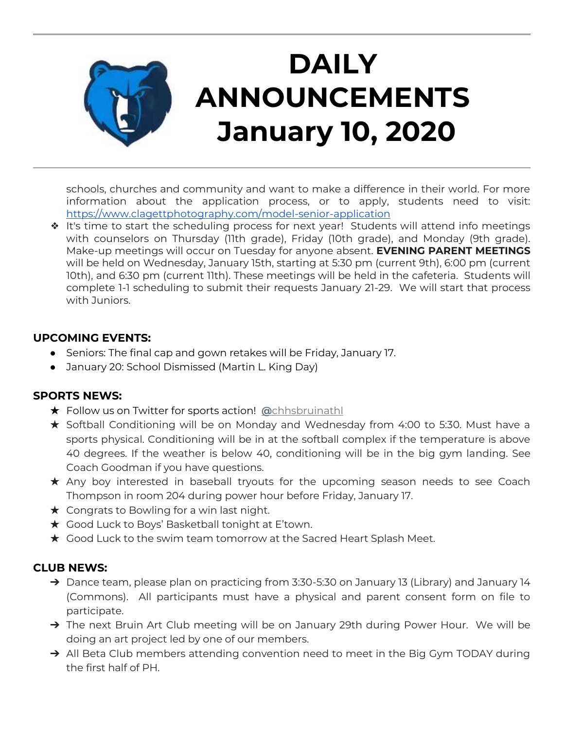# DAILY ANNOUNCEMENTS January 10, 2020

schools, churches and community and want to make a difference in their world. For more information about the application process, or to apply, students need to visit: [https://www.clagettphotography.com/model-senior-application](https://www.clagettphotography.com/model-senior-application)

- It's time to start the scheduling process for next year! Students will attend info meetings with counselors on Thursday (11th grade), Friday (10th grade), and Monday (9th grade). Make-up meetings will occur on Tuesday for anyone absent. **EVENING PARENT MEETINGS** will be held on Wednesday, January 15th, starting at 5:30 pm (current 9th), 6:00 pm (current 10th), and 6:30 pm (current 11th). These meetings will be held in the cafeteria. Students will complete 1-1 scheduling to submit their requests January 21-29. We will start that process with Juniors.

## UPCOMING EVENTS:

- Seniors: The final cap and gown retakes will be Friday, January 17.
- January 20: School Dismissed (Martin L. King Day)

## SPORTS NEWS:

- Follow us on Twitter for sports action! @chhsbruinathl
- Softball Conditioning will be on Monday and Wednesday from 4:00 to 5:30. Must have a sports physical. Conditioning will be in at the softball complex if the temperature is above 40 degrees. If the weather is below 40, conditioning will be in the big gym landing. See Coach Goodman if you have questions.
- Any boy interested in baseball tryouts for the upcoming season needs to see Coach Thompson in room 204 during power hour before Friday, January 17.
- Congrats to Bowling for a win last night.
- Good Luck to Boys' Basketball tonight at E'town.
- Good Luck to the swim team tomorrow at the Sacred Heart Splash Meet.

## CLUB NEWS:

- Dance team, please plan on practicing from 3:30-5:30 on January 13 (Library) and January 14 (Commons). All participants must have a physical and parent consent form on file to participate.
- The next Bruin Art Club meeting will be on January 29th during Power Hour. We will be doing an art project led by one of our members.
- All Beta Club members attending convention need to meet in the Big Gym TODAY during the first half of PH.